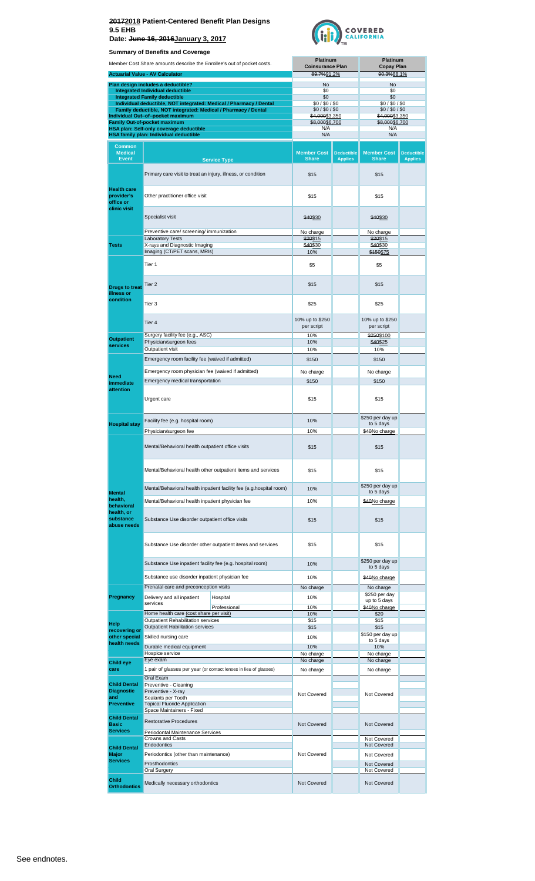# ~~2017~~2018 Patient-Centered Benefit Plan Designs
## 9.5 EHB
**Date: ~~June 16, 2016~~January 3, 2017**

COVERED CALIFORNIA

**Summary of Benefits and Coverage**

| Member Cost Share amounts describe the Enrollee's out of pocket costs. | Platinum Coinsurance Plan | Platinum Copay Plan |
|---|---|---|
| **Actuarial Value - AV Calculator** | ~~89.7%~~91.2% | ~~90.3%~~88.1% |
| **Plan design includes a deductible?** | No | No |
| **Integrated Individual deductible** | $0 | $0 |
| **Integrated Family deductible** | $0 | $0 |
| **Individual deductible, NOT integrated: Medical / Pharmacy / Dental** | $0 / $0 / $0 | $0 / $0 / $0 |
| **Family deductible, NOT integrated: Medical / Pharmacy / Dental** | $0 / $0 / $0 | $0 / $0 / $0 |
| **Individual Out–of–pocket maximum** | ~~$4,000~~$3,350 | ~~$4,000~~$3,350 |
| **Family Out-of-pocket maximum** | ~~$8,000~~$6,700 | ~~$8,000~~$6,700 |
| **HSA plan: Self-only coverage deductible** | N/A | N/A |
| **HSA family plan: Individual deductible** | N/A | N/A |

| Common Medical Event | Service Type | | Platinum Coinsurance Plan: Member Cost Share | Deductible Applies | Platinum Copay Plan: Member Cost Share | Deductible Applies |
|---|---|---|---|---|---|---|
| **Health care provider's office or clinic visit** | Primary care visit to treat an injury, illness, or condition | | $15 | | $15 | |
| | Other practitioner office visit | | $15 | | $15 | |
| | Specialist visit | | ~~$40~~$30 | | ~~$40~~$30 | |
| | Preventive care/ screening/ immunization | | No charge | | No charge | |
| **Tests** | Laboratory Tests | | ~~$20~~$15 | | ~~$20~~$15 | |
| | X-rays and Diagnostic Imaging | | ~~$40~~$30 | | ~~$40~~$30 | |
| | Imaging (CT/PET scans, MRIs) | | 10% | | ~~$150~~$75 | |
| **Drugs to treat illness or condition** | Tier 1 | | $5 | | $5 | |
| | Tier 2 | | $15 | | $15 | |
| | Tier 3 | | $25 | | $25 | |
| | Tier 4 | | 10% up to $250 per script | | 10% up to $250 per script | |
| **Outpatient services** | Surgery facility fee (e.g., ASC) | | 10% | | ~~$250~~$100 | |
| | Physician/surgeon fees | | 10% | | ~~$40~~$25 | |
| | Outpatient visit | | 10% | | 10% | |
| **Need immediate attention** | Emergency room facility fee (waived if admitted) | | $150 | | $150 | |
| | Emergency room physician fee (waived if admitted) | | No charge | | No charge | |
| | Emergency medical transportation | | $150 | | $150 | |
| | Urgent care | | $15 | | $15 | |
| **Hospital stay** | Facility fee (e.g. hospital room) | | 10% | | $250 per day up to 5 days | |
| | Physician/surgeon fee | | 10% | | ~~$40~~No charge | |
| **Mental health, behavioral health, or substance abuse needs** | Mental/Behavioral health outpatient office visits | | $15 | | $15 | |
| | Mental/Behavioral health other outpatient items and services | | $15 | | $15 | |
| | Mental/Behavioral health inpatient facility fee (e.g.hospital room) | | 10% | | $250 per day up to 5 days | |
| | Mental/Behavioral health inpatient physician fee | | 10% | | ~~$40~~No charge | |
| | Substance Use disorder outpatient office visits | | $15 | | $15 | |
| | Substance Use disorder other outpatient items and services | | $15 | | $15 | |
| | Substance Use inpatient facility fee (e.g. hospital room) | | 10% | | $250 per day up to 5 days | |
| | Substance use disorder inpatient physician fee | | 10% | | ~~$40~~No charge | |
| **Pregnancy** | Prenatal care and preconception visits | | No charge | | No charge | |
| | Delivery and all inpatient services | Hospital | 10% | | $250 per day up to 5 days | |
| | | Professional | 10% | | ~~$40~~No charge | |
| **Help recovering or other special health needs** | Home health care (cost share per visit) | | 10% | | $20 | |
| | Outpatient Rehabilitation services | | $15 | | $15 | |
| | Outpatient Habilitation services | | $15 | | $15 | |
| | Skilled nursing care | | 10% | | $150 per day up to 5 days | |
| | Durable medical equipment | | 10% | | 10% | |
| | Hospice service | | No charge | | No charge | |
| **Child eye care** | Eye exam | | No charge | | No charge | |
| | 1 pair of glasses per year (or contact lenses in lieu of glasses) | | No charge | | No charge | |
| **Child Dental Diagnostic and Preventive** | Oral Exam | | Not Covered | | Not Covered | |
| | Preventive - Cleaning | | | | | |
| | Preventive - X-ray | | | | | |
| | Sealants per Tooth | | | | | |
| | Topical Fluoride Application | | | | | |
| | Space Maintainers - Fixed | | | | | |
| **Child Dental Basic Services** | Restorative Procedures | | Not Covered | | Not Covered | |
| | Periodontal Maintenance Services | | | | | |
| **Child Dental Major Services** | Crowns and Casts | | Not Covered | | Not Covered | |
| | Endodontics | | | | Not Covered | |
| | Periodontics (other than maintenance) | | | | Not Covered | |
| | Prosthodontics | | | | Not Covered | |
| | Oral Surgery | | | | Not Covered | |
| **Child Orthodontics** | Medically necessary orthodontics | | Not Covered | | Not Covered | |

See endnotes.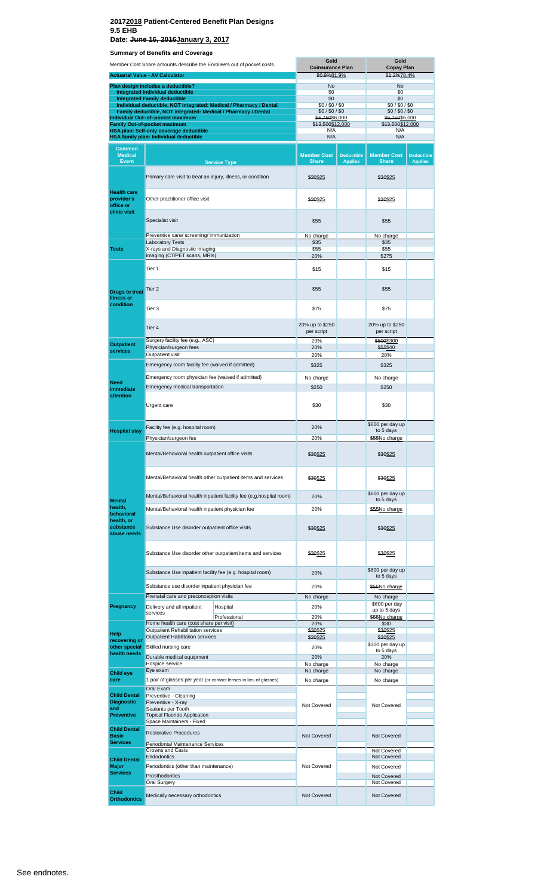# ~~2017~~2018 Patient-Centered Benefit Plan Designs

## 9.5 EHB

## Date: ~~June 16, 2016~~January 3, 2017

### Summary of Benefits and Coverage

| Member Cost Share amounts describe the Enrollee's out of pocket costs. | | Gold Coinsurance Plan | | Gold Copay Plan | |
|---|---|---|---|---|---|
| **Actuarial Value - AV Calculator** | | ~~80.9%~~81.9% | | ~~81.2%~~78.4% | |
| **Plan design includes a deductible?** | | No | | No | |
| **Integrated Individual deductible** | | $0 | | $0 | |
| **Integrated Family deductible** | | $0 | | $0 | |
| **Individual deductible, NOT integrated: Medical / Pharmacy / Dental** | | $0 / $0 / $0 | | $0 / $0 / $0 | |
| **Family deductible, NOT integrated: Medical / Pharmacy / Dental** | | $0 / $0 / $0 | | $0 / $0 / $0 | |
| **Individual Out–of–pocket maximum** | | ~~$6,750~~$6,000 | | ~~$6,750~~$6,000 | |
| **Family Out-of-pocket maximum** | | ~~$13,500~~$12,000 | | ~~$13,500~~$12,000 | |
| **HSA plan: Self-only coverage deductible** | | N/A | | N/A | |
| **HSA family plan: Individual deductible** | | N/A | | N/A | |
| **Common Medical Event** | **Service Type** | **Member Cost Share** | **Deductible Applies** | **Member Cost Share** | **Deductible Applies** |
| Health care provider's office or clinic visit | Primary care visit to treat an injury, illness, or condition | ~~$30~~$25 | | ~~$30~~$25 | |
| | Other practitioner office visit | ~~$30~~$25 | | ~~$30~~$25 | |
| | Specialist visit | $55 | | $55 | |
| | Preventive care/ screening/ immunization | No charge | | No charge | |
| Tests | Laboratory Tests | $35 | | $35 | |
| | X-rays and Diagnostic Imaging | $55 | | $55 | |
| | Imaging (CT/PET scans, MRIs) | 20% | | $275 | |
| Drugs to treat illness or condition | Tier 1 | $15 | | $15 | |
| | Tier 2 | $55 | | $55 | |
| | Tier 3 | $75 | | $75 | |
| | Tier 4 | 20% up to $250 per script | | 20% up to $250 per script | |
| Outpatient services | Surgery facility fee (e.g., ASC) | 20% | | ~~$600~~$300 | |
| | Physician/surgeon fees | 20% | | ~~$55~~$40 | |
| | Outpatient visit | 20% | | 20% | |
| Need immediate attention | Emergency room facility fee (waived if admitted) | $325 | | $325 | |
| | Emergency room physician fee (waived if admitted) | No charge | | No charge | |
| | Emergency medical transportation | $250 | | $250 | |
| | Urgent care | $30 | | $30 | |
| Hospital stay | Facility fee (e.g. hospital room) | 20% | | $600 per day up to 5 days | |
| | Physician/surgeon fee | 20% | | ~~$55~~No charge | |
| Mental health, behavioral health, or substance abuse needs | Mental/Behavioral health outpatient office visits | ~~$30~~$25 | | ~~$30~~$25 | |
| | Mental/Behavioral health other outpatient items and services | ~~$30~~$25 | | ~~$30~~$25 | |
| | Mental/Behavioral health inpatient facility fee (e.g.hospital room) | 20% | | $600 per day up to 5 days | |
| | Mental/Behavioral health inpatient physician fee | 20% | | ~~$55~~No charge | |
| | Substance Use disorder outpatient office visits | ~~$30~~$25 | | ~~$30~~$25 | |
| | Substance Use disorder other outpatient items and services | ~~$30~~$25 | | ~~$30~~$25 | |
| | Substance Use inpatient facility fee (e.g. hospital room) | 20% | | $600 per day up to 5 days | |
| | Substance use disorder inpatient physician fee | 20% | | ~~$55~~No charge | |
| Pregnancy | Prenatal care and preconception visits | No charge | | No charge | |
| | Delivery and all inpatient services — Hospital | 20% | | $600 per day up to 5 days | |
| | Delivery and all inpatient services — Professional | 20% | | ~~$55~~No charge | |
| Help recovering or other special health needs | Home health care (cost share per visit) | 20% | | $30 | |
| | Outpatient Rehabilitation services | ~~$30~~$25 | | ~~$30~~$25 | |
| | Outpatient Habilitation services | ~~$30~~$25 | | ~~$30~~$25 | |
| | Skilled nursing care | 20% | | $300 per day up to 5 days | |
| | Durable medical equipment | 20% | | 20% | |
| | Hospice service | No charge | | No charge | |
| Child eye care | Eye exam | No charge | | No charge | |
| | 1 pair of glasses per year (or contact lenses in lieu of glasses) | No charge | | No charge | |
| Child Dental Diagnostic and Preventive | Oral Exam | Not Covered | | Not Covered | |
| | Preventive - Cleaning | | | | |
| | Preventive - X-ray | | | | |
| | Sealants per Tooth | | | | |
| | Topical Fluoride Application | | | | |
| | Space Maintainers - Fixed | | | | |
| Child Dental Basic Services | Restorative Procedures | Not Covered | | Not Covered | |
| | Periodontal Maintenance Services | | | | |
| Child Dental Major Services | Crowns and Casts | Not Covered | | Not Covered | |
| | Endodontics | | | Not Covered | |
| | Periodontics (other than maintenance) | | | Not Covered | |
| | Prosthodontics | | | Not Covered | |
| | Oral Surgery | | | Not Covered | |
| Child Orthodontics | Medically necessary orthodontics | Not Covered | | Not Covered | |

See endnotes.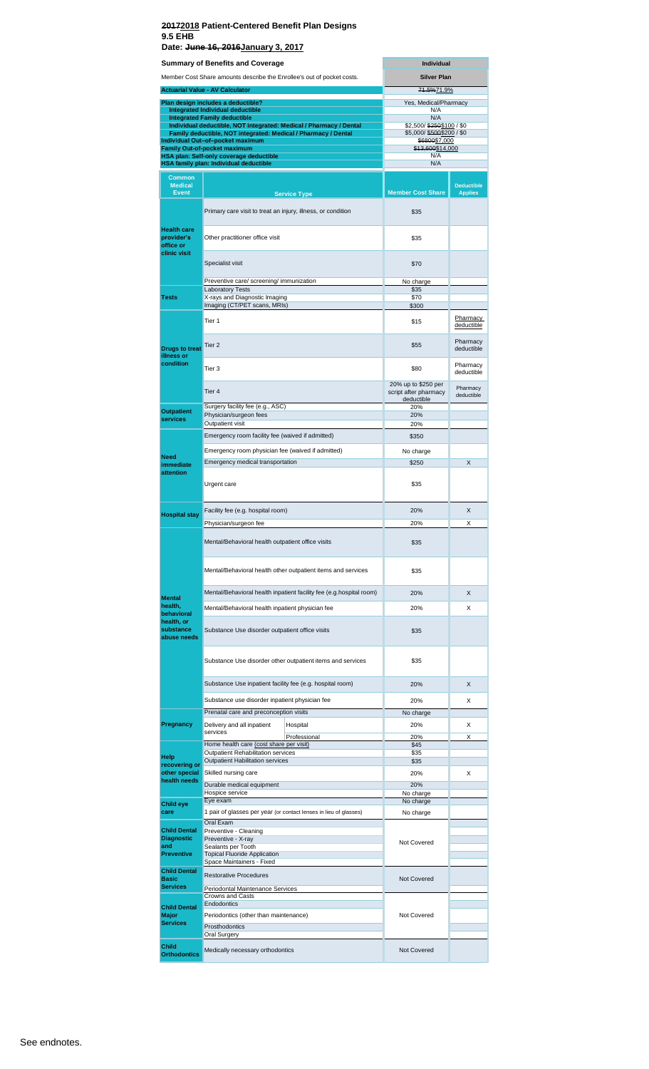# ~~2017~~2018 Patient-Centered Benefit Plan Designs

## 9.5 EHB

**Date: ~~June 16, 2016~~January 3, 2017**

| Summary of Benefits and Coverage | Individual |
|---|---|
| Member Cost Share amounts describe the Enrollee's out of pocket costs. | Silver Plan |
| **Actuarial Value - AV Calculator** | ~~71.5%~~71.9% |
| **Plan design includes a deductible?** | Yes, Medical/Pharmacy |
| **Integrated Individual deductible** | N/A |
| **Integrated Family deductible** | N/A |
| **Individual deductible, NOT integrated: Medical / Pharmacy / Dental** | $2,500/ ~~$250~~$100 / $0 |
| **Family deductible, NOT integrated: Medical / Pharmacy / Dental** | $5,000/ ~~$500~~$200 / $0 |
| **Individual Out–of–pocket maximum** | ~~$6800~~$7,000 |
| **Family Out-of-pocket maximum** | ~~$13,600~~$14,000 |
| **HSA plan: Self-only coverage deductible** | N/A |
| **HSA family plan: Individual deductible** | N/A |

| Common Medical Event | Service Type | | Member Cost Share | Deductible Applies |
|---|---|---|---|---|
| Health care provider's office or clinic visit | Primary care visit to treat an injury, illness, or condition | | $35 | |
| | Other practitioner office visit | | $35 | |
| | Specialist visit | | $70 | |
| | Preventive care/ screening/ immunization | | No charge | |
| Tests | Laboratory Tests | | $35 | |
| | X-rays and Diagnostic Imaging | | $70 | |
| | Imaging (CT/PET scans, MRIs) | | $300 | |
| Drugs to treat illness or condition | Tier 1 | | $15 | Pharmacy deductible |
| | Tier 2 | | $55 | Pharmacy deductible |
| | Tier 3 | | $80 | Pharmacy deductible |
| | Tier 4 | | 20% up to $250 per script after pharmacy deductible | Pharmacy deductible |
| Outpatient services | Surgery facility fee (e.g., ASC) | | 20% | |
| | Physician/surgeon fees | | 20% | |
| | Outpatient visit | | 20% | |
| Need immediate attention | Emergency room facility fee (waived if admitted) | | $350 | |
| | Emergency room physician fee (waived if admitted) | | No charge | |
| | Emergency medical transportation | | $250 | X |
| | Urgent care | | $35 | |
| Hospital stay | Facility fee (e.g. hospital room) | | 20% | X |
| | Physician/surgeon fee | | 20% | X |
| Mental health, behavioral health, or substance abuse needs | Mental/Behavioral health outpatient office visits | | $35 | |
| | Mental/Behavioral health other outpatient items and services | | $35 | |
| | Mental/Behavioral health inpatient facility fee (e.g.hospital room) | | 20% | X |
| | Mental/Behavioral health inpatient physician fee | | 20% | X |
| | Substance Use disorder outpatient office visits | | $35 | |
| | Substance Use disorder other outpatient items and services | | $35 | |
| | Substance Use inpatient facility fee (e.g. hospital room) | | 20% | X |
| | Substance use disorder inpatient physician fee | | 20% | X |
| Pregnancy | Prenatal care and preconception visits | | No charge | |
| | Delivery and all inpatient services | Hospital | 20% | X |
| | | Professional | 20% | X |
| Help recovering or other special health needs | Home health care (cost share per visit) | | $45 | |
| | Outpatient Rehabilitation services | | $35 | |
| | Outpatient Habilitation services | | $35 | |
| | Skilled nursing care | | 20% | X |
| | Durable medical equipment | | 20% | |
| | Hospice service | | No charge | |
| Child eye care | Eye exam | | No charge | |
| | 1 pair of glasses per year (or contact lenses in lieu of glasses) | | No charge | |
| Child Dental Diagnostic and Preventive | Oral Exam | | Not Covered | |
| | Preventive - Cleaning | | | |
| | Preventive - X-ray | | | |
| | Sealants per Tooth | | | |
| | Topical Fluoride Application | | | |
| | Space Maintainers - Fixed | | | |
| Child Dental Basic Services | Restorative Procedures | | Not Covered | |
| | Periodontal Maintenance Services | | | |
| Child Dental Major Services | Crowns and Casts | | Not Covered | |
| | Endodontics | | | |
| | Periodontics (other than maintenance) | | | |
| | Prosthodontics | | | |
| | Oral Surgery | | | |
| Child Orthodontics | Medically necessary orthodontics | | Not Covered | |

See endnotes.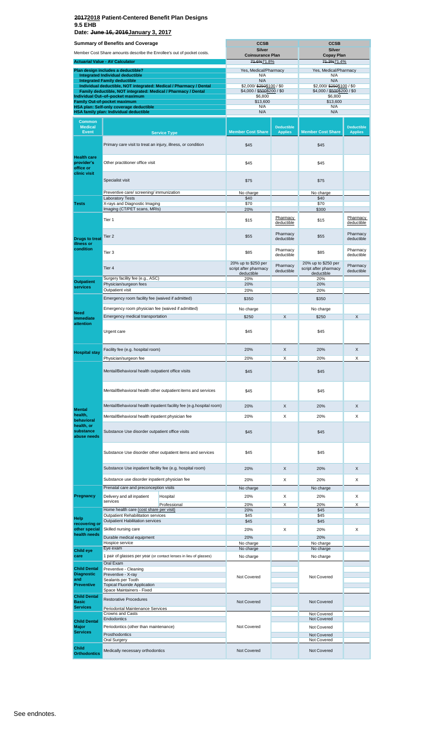# ~~2017~~2018 Patient-Centered Benefit Plan Designs
## 9.5 EHB
### Date: ~~June 16, 2016~~January 3, 2017

| Summary of Benefits and Coverage | | | CCSB | | CCSB | |
|---|---|---|---|---|---|---|
| Member Cost Share amounts describe the Enrollee's out of pocket costs. | | | Silver Coinsurance Plan | | Silver Copay Plan | |
| Actuarial Value - AV Calculator | | | ~~71.6%~~71.8% | | ~~71.3%~~71.4% | |
| Plan design includes a deductible? | | | Yes, Medical/Pharmacy | | Yes, Medical/Pharmacy | |
| Integrated Individual deductible | | | N/A | | N/A | |
| Integrated Family deductible | | | N/A | | N/A | |
| Individual deductible, NOT integrated: Medical / Pharmacy / Dental | | | $2,000/ ~~$250~~$100 / $0 | | $2,000/ ~~$250~~$100 / $0 | |
| Family deductible, NOT integrated: Medical / Pharmacy / Dental | | | $4,000 / ~~$500~~$200 / $0 | | $4,000 / ~~$500~~$200 / $0 | |
| Individual Out-of-pocket maximum | | | $6,800 | | $6,800 | |
| Family Out-of-pocket maximum | | | $13,600 | | $13,600 | |
| HSA plan: Self-only coverage deductible | | | N/A | | N/A | |
| HSA family plan: Individual deductible | | | N/A | | N/A | |
| **Common Medical Event** | **Service Type** | | **Member Cost Share** | **Deductible Applies** | **Member Cost Share** | **Deductible Applies** |
| Health care provider's office or clinic visit | Primary care visit to treat an injury, illness, or condition | | $45 | | $45 | |
| | Other practitioner office visit | | $45 | | $45 | |
| | Specialist visit | | $75 | | $75 | |
| | Preventive care/ screening/ immunization | | No charge | | No charge | |
| Tests | Laboratory Tests | | $40 | | $40 | |
| | X-rays and Diagnostic Imaging | | $70 | | $70 | |
| | Imaging (CT/PET scans, MRIs) | | 20% | | $300 | |
| Drugs to treat illness or condition | Tier 1 | | $15 | Pharmacy deductible | $15 | Pharmacy deductible |
| | Tier 2 | | $55 | Pharmacy deductible | $55 | Pharmacy deductible |
| | Tier 3 | | $85 | Pharmacy deductible | $85 | Pharmacy deductible |
| | Tier 4 | | 20% up to $250 per script after pharmacy deductible | Pharmacy deductible | 20% up to $250 per script after pharmacy deductible | Pharmacy deductible |
| Outpatient services | Surgery facility fee (e.g., ASC) | | 20% | | 20% | |
| | Physician/surgeon fees | | 20% | | 20% | |
| | Outpatient visit | | 20% | | 20% | |
| Need immediate attention | Emergency room facility fee (waived if admitted) | | $350 | | $350 | |
| | Emergency room physician fee (waived if admitted) | | No charge | | No charge | |
| | Emergency medical transportation | | $250 | X | $250 | X |
| | Urgent care | | $45 | | $45 | |
| Hospital stay | Facility fee (e.g. hospital room) | | 20% | X | 20% | X |
| | Physician/surgeon fee | | 20% | X | 20% | X |
| Mental health, behavioral health, or substance abuse needs | Mental/Behavioral health outpatient office visits | | $45 | | $45 | |
| | Mental/Behavioral health other outpatient items and services | | $45 | | $45 | |
| | Mental/Behavioral health inpatient facility fee (e.g.hospital room) | | 20% | X | 20% | X |
| | Mental/Behavioral health inpatient physician fee | | 20% | X | 20% | X |
| | Substance Use disorder outpatient office visits | | $45 | | $45 | |
| | Substance Use disorder other outpatient items and services | | $45 | | $45 | |
| | Substance Use inpatient facility fee (e.g. hospital room) | | 20% | X | 20% | X |
| | Substance use disorder inpatient physician fee | | 20% | X | 20% | X |
| Pregnancy | Prenatal care and preconception visits | | No charge | | No charge | |
| | Delivery and all inpatient services | Hospital | 20% | X | 20% | X |
| | | Professional | 20% | X | 20% | X |
| Help recovering or other special health needs | Home health care (cost share per visit) | | 20% | | $45 | |
| | Outpatient Rehabilitation services | | $45 | | $45 | |
| | Outpatient Habilitation services | | $45 | | $45 | |
| | Skilled nursing care | | 20% | X | 20% | X |
| | Durable medical equipment | | 20% | | 20% | |
| | Hospice service | | No charge | | No charge | |
| Child eye care | Eye exam | | No charge | | No charge | |
| | 1 pair of glasses per year (or contact lenses in lieu of glasses) | | No charge | | No charge | |
| Child Dental Diagnostic and Preventive | Oral Exam | | Not Covered | | Not Covered | |
| | Preventive - Cleaning | | | | | |
| | Preventive - X-ray | | | | | |
| | Sealants per Tooth | | | | | |
| | Topical Fluoride Application | | | | | |
| | Space Maintainers - Fixed | | | | | |
| Child Dental Basic Services | Restorative Procedures | | Not Covered | | Not Covered | |
| | Periodontal Maintenance Services | | | | | |
| Child Dental Major Services | Crowns and Casts | | Not Covered | | Not Covered | |
| | Endodontics | | | | Not Covered | |
| | Periodontics (other than maintenance) | | | | Not Covered | |
| | Prosthodontics | | | | Not Covered | |
| | Oral Surgery | | | | Not Covered | |
| Child Orthodontics | Medically necessary orthodontics | | Not Covered | | Not Covered | |

See endnotes.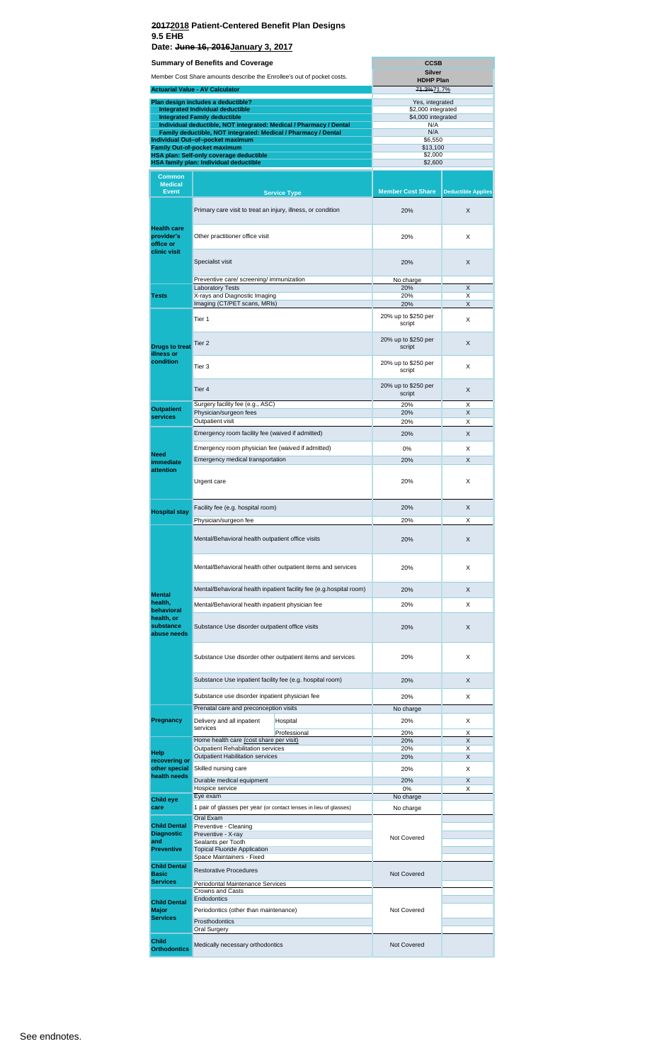# ~~2017~~2018 Patient-Centered Benefit Plan Designs
## 9.5 EHB
**Date: ~~June 16, 2016~~January 3, 2017**

| Summary of Benefits and Coverage | CCSB |
|---|---|
| Member Cost Share amounts describe the Enrollee's out of pocket costs. | Silver HDHP Plan |
| **Actuarial Value - AV Calculator** | ~~71.3%~~71.7% |
| **Plan design includes a deductible?** | Yes, integrated |
| **Integrated Individual deductible** | $2,000 integrated |
| **Integrated Family deductible** | $4,000 integrated |
| **Individual deductible, NOT integrated: Medical / Pharmacy / Dental** | N/A |
| **Family deductible, NOT integrated: Medical / Pharmacy / Dental** | N/A |
| **Individual Out–of–pocket maximum** | $6,550 |
| **Family Out-of-pocket maximum** | $13,100 |
| **HSA plan: Self-only coverage deductible** | $2,000 |
| **HSA family plan: Individual deductible** | $2,600 |

| Common Medical Event | Service Type | | Member Cost Share | Deductible Applies |
|---|---|---|---|---|
| **Health care provider's office or clinic visit** | Primary care visit to treat an injury, illness, or condition | | 20% | X |
| | Other practitioner office visit | | 20% | X |
| | Specialist visit | | 20% | X |
| | Preventive care/ screening/ immunization | | No charge | |
| **Tests** | Laboratory Tests | | 20% | X |
| | X-rays and Diagnostic Imaging | | 20% | X |
| | Imaging (CT/PET scans, MRIs) | | 20% | X |
| **Drugs to treat illness or condition** | Tier 1 | | 20% up to $250 per script | X |
| | Tier 2 | | 20% up to $250 per script | X |
| | Tier 3 | | 20% up to $250 per script | X |
| | Tier 4 | | 20% up to $250 per script | X |
| **Outpatient services** | Surgery facility fee (e.g., ASC) | | 20% | X |
| | Physician/surgeon fees | | 20% | X |
| | Outpatient visit | | 20% | X |
| **Need immediate attention** | Emergency room facility fee (waived if admitted) | | 20% | X |
| | Emergency room physician fee (waived if admitted) | | 0% | X |
| | Emergency medical transportation | | 20% | X |
| | Urgent care | | 20% | X |
| **Hospital stay** | Facility fee (e.g. hospital room) | | 20% | X |
| | Physician/surgeon fee | | 20% | X |
| **Mental health, behavioral health, or substance abuse needs** | Mental/Behavioral health outpatient office visits | | 20% | X |
| | Mental/Behavioral health other outpatient items and services | | 20% | X |
| | Mental/Behavioral health inpatient facility fee (e.g.hospital room) | | 20% | X |
| | Mental/Behavioral health inpatient physician fee | | 20% | X |
| | Substance Use disorder outpatient office visits | | 20% | X |
| | Substance Use disorder other outpatient items and services | | 20% | X |
| | Substance Use inpatient facility fee (e.g. hospital room) | | 20% | X |
| | Substance use disorder inpatient physician fee | | 20% | X |
| **Pregnancy** | Prenatal care and preconception visits | | No charge | |
| | Delivery and all inpatient services | Hospital | 20% | X |
| | | Professional | 20% | X |
| **Help recovering or other special health needs** | Home health care (cost share per visit) | | 20% | X |
| | Outpatient Rehabilitation services | | 20% | X |
| | Outpatient Habilitation services | | 20% | X |
| | Skilled nursing care | | 20% | X |
| | Durable medical equipment | | 20% | X |
| | Hospice service | | 0% | X |
| **Child eye care** | Eye exam | | No charge | |
| | 1 pair of glasses per year (or contact lenses in lieu of glasses) | | No charge | |
| **Child Dental Diagnostic and Preventive** | Oral Exam | | Not Covered | |
| | Preventive - Cleaning | | | |
| | Preventive - X-ray | | | |
| | Sealants per Tooth | | | |
| | Topical Fluoride Application | | | |
| | Space Maintainers - Fixed | | | |
| **Child Dental Basic Services** | Restorative Procedures | | Not Covered | |
| | Periodontal Maintenance Services | | | |
| **Child Dental Major Services** | Crowns and Casts | | Not Covered | |
| | Endodontics | | | |
| | Periodontics (other than maintenance) | | | |
| | Prosthodontics | | | |
| | Oral Surgery | | | |
| **Child Orthodontics** | Medically necessary orthodontics | | Not Covered | |

See endnotes.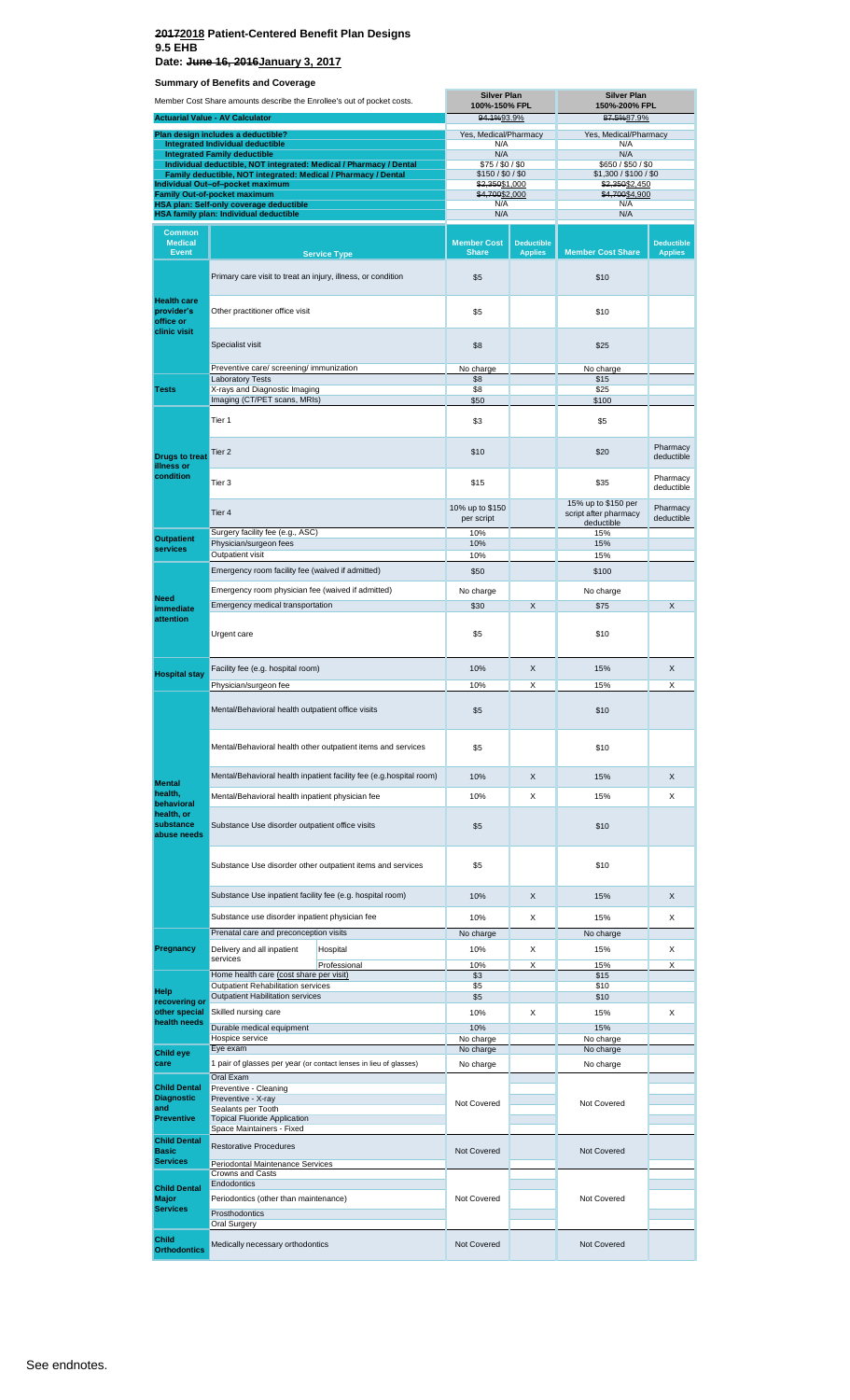# ~~2017~~2018 Patient-Centered Benefit Plan Designs
## 9.5 EHB
**Date: ~~June 16, 2016~~January 3, 2017**

**Summary of Benefits and Coverage**

| Member Cost Share amounts describe the Enrollee's out of pocket costs. | | Silver Plan 100%-150% FPL | | Silver Plan 150%-200% FPL | |
|---|---|---|---|---|---|
| **Actuarial Value - AV Calculator** | | ~~94.1%~~93.9% | | ~~87.5%~~87.9% | |
| **Plan design includes a deductible?** | | Yes, Medical/Pharmacy | | Yes, Medical/Pharmacy | |
| **Integrated Individual deductible** | | N/A | | N/A | |
| **Integrated Family deductible** | | N/A | | N/A | |
| **Individual deductible, NOT integrated: Medical / Pharmacy / Dental** | | $75 / $0 / $0 | | $650 / $50 / $0 | |
| **Family deductible, NOT integrated: Medical / Pharmacy / Dental** | | $150 / $0 / $0 | | $1,300 / $100 / $0 | |
| **Individual Out-of-pocket maximum** | | ~~$2,350~~$1,000 | | ~~$2,350~~$2,450 | |
| **Family Out-of-pocket maximum** | | ~~$4,700~~$2,000 | | ~~$4,700~~$4,900 | |
| **HSA plan: Self-only coverage deductible** | | N/A | | N/A | |
| **HSA family plan: Individual deductible** | | N/A | | N/A | |
| **Common Medical Event** | **Service Type** | **Member Cost Share** | **Deductible Applies** | **Member Cost Share** | **Deductible Applies** |
| **Health care provider's office or clinic visit** | Primary care visit to treat an injury, illness, or condition | $5 | | $10 | |
| | Other practitioner office visit | $5 | | $10 | |
| | Specialist visit | $8 | | $25 | |
| | Preventive care/ screening/ immunization | No charge | | No charge | |
| **Tests** | Laboratory Tests | $8 | | $15 | |
| | X-rays and Diagnostic Imaging | $8 | | $25 | |
| | Imaging (CT/PET scans, MRIs) | $50 | | $100 | |
| **Drugs to treat illness or condition** | Tier 1 | $3 | | $5 | |
| | Tier 2 | $10 | | $20 | Pharmacy deductible |
| | Tier 3 | $15 | | $35 | Pharmacy deductible |
| | Tier 4 | 10% up to $150 per script | | 15% up to $150 per script after pharmacy deductible | Pharmacy deductible |
| **Outpatient services** | Surgery facility fee (e.g., ASC) | 10% | | 15% | |
| | Physician/surgeon fees | 10% | | 15% | |
| | Outpatient visit | 10% | | 15% | |
| **Need immediate attention** | Emergency room facility fee (waived if admitted) | $50 | | $100 | |
| | Emergency room physician fee (waived if admitted) | No charge | | No charge | |
| | Emergency medical transportation | $30 | X | $75 | X |
| | Urgent care | $5 | | $10 | |
| **Hospital stay** | Facility fee (e.g. hospital room) | 10% | X | 15% | X |
| | Physician/surgeon fee | 10% | X | 15% | X |
| **Mental health, behavioral health, or substance abuse needs** | Mental/Behavioral health outpatient office visits | $5 | | $10 | |
| | Mental/Behavioral health other outpatient items and services | $5 | | $10 | |
| | Mental/Behavioral health inpatient facility fee (e.g.hospital room) | 10% | X | 15% | X |
| | Mental/Behavioral health inpatient physician fee | 10% | X | 15% | X |
| | Substance Use disorder outpatient office visits | $5 | | $10 | |
| | Substance Use disorder other outpatient items and services | $5 | | $10 | |
| | Substance Use inpatient facility fee (e.g. hospital room) | 10% | X | 15% | X |
| | Substance use disorder inpatient physician fee | 10% | X | 15% | X |
| **Pregnancy** | Prenatal care and preconception visits | No charge | | No charge | |
| | Delivery and all inpatient services - Hospital | 10% | X | 15% | X |
| | Delivery and all inpatient services - Professional | 10% | X | 15% | X |
| **Help recovering or other special health needs** | Home health care (cost share per visit) | $3 | | $15 | |
| | Outpatient Rehabilitation services | $5 | | $10 | |
| | Outpatient Habilitation services | $5 | | $10 | |
| | Skilled nursing care | 10% | X | 15% | X |
| | Durable medical equipment | 10% | | 15% | |
| | Hospice service | No charge | | No charge | |
| **Child eye care** | Eye exam | No charge | | No charge | |
| | 1 pair of glasses per year (or contact lenses in lieu of glasses) | No charge | | No charge | |
| **Child Dental Diagnostic and Preventive** | Oral Exam | Not Covered | | Not Covered | |
| | Preventive - Cleaning | | | | |
| | Preventive - X-ray | | | | |
| | Sealants per Tooth | | | | |
| | Topical Fluoride Application | | | | |
| | Space Maintainers - Fixed | | | | |
| **Child Dental Basic Services** | Restorative Procedures | Not Covered | | Not Covered | |
| | Periodontal Maintenance Services | | | | |
| **Child Dental Major Services** | Crowns and Casts | Not Covered | | Not Covered | |
| | Endodontics | | | | |
| | Periodontics (other than maintenance) | | | | |
| | Prosthodontics | | | | |
| | Oral Surgery | | | | |
| **Child Orthodontics** | Medically necessary orthodontics | Not Covered | | Not Covered | |

See endnotes.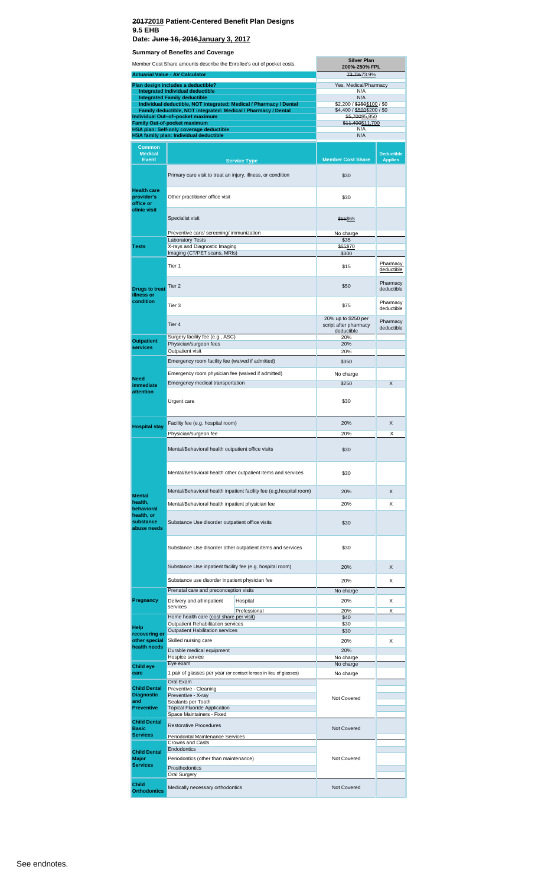# ~~2017~~2018 Patient-Centered Benefit Plan Designs

## 9.5 EHB

## Date: ~~June 16, 2016~~January 3, 2017

### Summary of Benefits and Coverage

| Member Cost Share amounts describe the Enrollee's out of pocket costs. | Silver Plan 200%-250% FPL |
|---|---|
| **Actuarial Value - AV Calculator** | ~~73.7%~~73.9% |
| **Plan design includes a deductible?** | Yes, Medical/Pharmacy |
| **Integrated Individual deductible** | N/A |
| **Integrated Family deductible** | N/A |
| **Individual deductible, NOT integrated: Medical / Pharmacy / Dental** | $2,200 / ~~$250~~$100 / $0 |
| **Family deductible, NOT integrated: Medical / Pharmacy / Dental** | $4,400 / ~~$500~~$200 / $0 |
| **Individual Out-of-pocket maximum** | ~~$5,700~~$5,850 |
| **Family Out-of-pocket maximum** | ~~$11,400~~$11,700 |
| **HSA plan: Self-only coverage deductible** | N/A |
| **HSA family plan: Individual deductible** | N/A |

| Common Medical Event | Service Type | | Member Cost Share | Deductible Applies |
|---|---|---|---|---|
| Health care provider's office or clinic visit | Primary care visit to treat an injury, illness, or condition | | $30 | |
| | Other practitioner office visit | | $30 | |
| | Specialist visit | | ~~$55~~$65 | |
| | Preventive care/ screening/ immunization | | No charge | |
| Tests | Laboratory Tests | | $35 | |
| | X-rays and Diagnostic Imaging | | ~~$65~~$70 | |
| | Imaging (CT/PET scans, MRIs) | | $300 | |
| Drugs to treat illness or condition | Tier 1 | | $15 | Pharmacy deductible |
| | Tier 2 | | $50 | Pharmacy deductible |
| | Tier 3 | | $75 | Pharmacy deductible |
| | Tier 4 | | 20% up to $250 per script after pharmacy deductible | Pharmacy deductible |
| Outpatient services | Surgery facility fee (e.g., ASC) | | 20% | |
| | Physician/surgeon fees | | 20% | |
| | Outpatient visit | | 20% | |
| Need immediate attention | Emergency room facility fee (waived if admitted) | | $350 | |
| | Emergency room physician fee (waived if admitted) | | No charge | |
| | Emergency medical transportation | | $250 | X |
| | Urgent care | | $30 | |
| Hospital stay | Facility fee (e.g. hospital room) | | 20% | X |
| | Physician/surgeon fee | | 20% | X |
| Mental health, behavioral health, or substance abuse needs | Mental/Behavioral health outpatient office visits | | $30 | |
| | Mental/Behavioral health other outpatient items and services | | $30 | |
| | Mental/Behavioral health inpatient facility fee (e.g.hospital room) | | 20% | X |
| | Mental/Behavioral health inpatient physician fee | | 20% | X |
| | Substance Use disorder outpatient office visits | | $30 | |
| | Substance Use disorder other outpatient items and services | | $30 | |
| | Substance Use inpatient facility fee (e.g. hospital room) | | 20% | X |
| | Substance use disorder inpatient physician fee | | 20% | X |
| Pregnancy | Prenatal care and preconception visits | | No charge | |
| | Delivery and all inpatient services | Hospital | 20% | X |
| | | Professional | 20% | X |
| Help recovering or other special health needs | Home health care (cost share per visit) | | $40 | |
| | Outpatient Rehabilitation services | | $30 | |
| | Outpatient Habilitation services | | $30 | |
| | Skilled nursing care | | 20% | X |
| | Durable medical equipment | | 20% | |
| | Hospice service | | No charge | |
| Child eye care | Eye exam | | No charge | |
| | 1 pair of glasses per year (or contact lenses in lieu of glasses) | | No charge | |
| Child Dental Diagnostic and Preventive | Oral Exam | | Not Covered | |
| | Preventive - Cleaning | | | |
| | Preventive - X-ray | | | |
| | Sealants per Tooth | | | |
| | Topical Fluoride Application | | | |
| | Space Maintainers - Fixed | | | |
| Child Dental Basic Services | Restorative Procedures | | Not Covered | |
| | Periodontal Maintenance Services | | | |
| Child Dental Major Services | Crowns and Casts | | Not Covered | |
| | Endodontics | | | |
| | Periodontics (other than maintenance) | | | |
| | Prosthodontics | | | |
| | Oral Surgery | | | |
| Child Orthodontics | Medically necessary orthodontics | | Not Covered | |

See endnotes.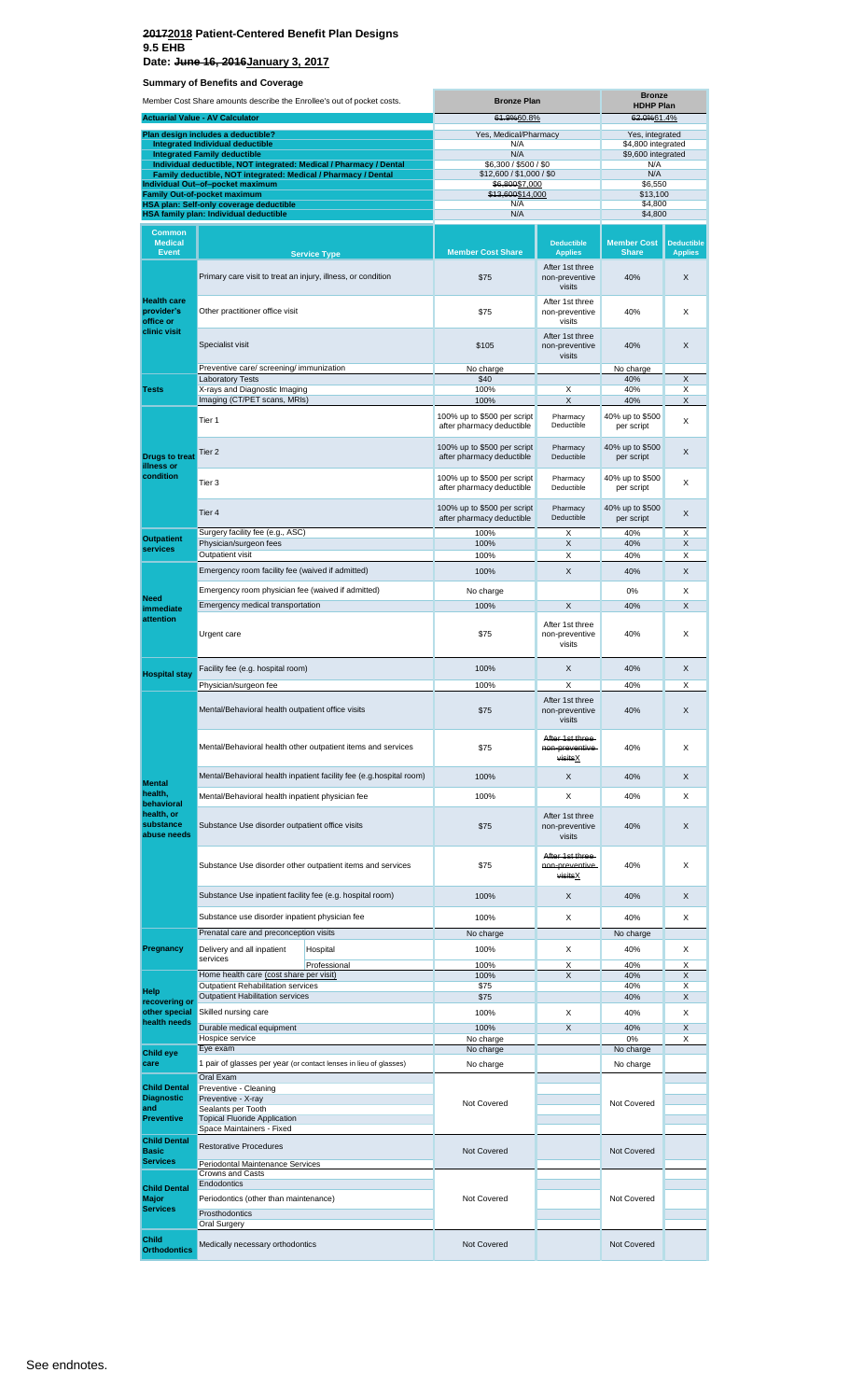# ~~2017~~2018 Patient-Centered Benefit Plan Designs
## 9.5 EHB
### Date: ~~June 16, 2016~~January 3, 2017

**Summary of Benefits and Coverage**

| Member Cost Share amounts describe the Enrollee's out of pocket costs. | | Bronze Plan | | Bronze HDHP Plan | |
|---|---|---|---|---|---|
| **Actuarial Value - AV Calculator** | | ~~61.9%~~60.8% | | ~~62.0%~~61.4% | |
| **Plan design includes a deductible?** | | Yes, Medical/Pharmacy | | Yes, integrated | |
| **Integrated Individual deductible** | | N/A | | $4,800 integrated | |
| **Integrated Family deductible** | | N/A | | $9,600 integrated | |
| **Individual deductible, NOT integrated: Medical / Pharmacy / Dental** | | $6,300 / $500 / $0 | | N/A | |
| **Family deductible, NOT integrated: Medical / Pharmacy / Dental** | | $12,600 / $1,000 / $0 | | N/A | |
| **Individual Out-of-pocket maximum** | | ~~$6,800~~$7,000 | | $6,550 | |
| **Family Out-of-pocket maximum** | | ~~$13,600~~$14,000 | | $13,100 | |
| **HSA plan: Self-only coverage deductible** | | N/A | | $4,800 | |
| **HSA family plan: Individual deductible** | | N/A | | $4,800 | |
| **Common Medical Event** | **Service Type** | **Member Cost Share** | **Deductible Applies** | **Member Cost Share** | **Deductible Applies** |
| **Health care provider's office or clinic visit** | Primary care visit to treat an injury, illness, or condition | $75 | After 1st three non-preventive visits | 40% | X |
| | Other practitioner office visit | $75 | After 1st three non-preventive visits | 40% | X |
| | Specialist visit | $105 | After 1st three non-preventive visits | 40% | X |
| | Preventive care/ screening/ immunization | No charge | | No charge | |
| **Tests** | Laboratory Tests | $40 | | 40% | X |
| | X-rays and Diagnostic Imaging | 100% | X | 40% | X |
| | Imaging (CT/PET scans, MRIs) | 100% | X | 40% | X |
| **Drugs to treat illness or condition** | Tier 1 | 100% up to $500 per script after pharmacy deductible | Pharmacy Deductible | 40% up to $500 per script | X |
| | Tier 2 | 100% up to $500 per script after pharmacy deductible | Pharmacy Deductible | 40% up to $500 per script | X |
| | Tier 3 | 100% up to $500 per script after pharmacy deductible | Pharmacy Deductible | 40% up to $500 per script | X |
| | Tier 4 | 100% up to $500 per script after pharmacy deductible | Pharmacy Deductible | 40% up to $500 per script | X |
| **Outpatient services** | Surgery facility fee (e.g., ASC) | 100% | X | 40% | X |
| | Physician/surgeon fees | 100% | X | 40% | X |
| | Outpatient visit | 100% | X | 40% | X |
| **Need immediate attention** | Emergency room facility fee (waived if admitted) | 100% | X | 40% | X |
| | Emergency room physician fee (waived if admitted) | No charge | | 0% | X |
| | Emergency medical transportation | 100% | X | 40% | X |
| | Urgent care | $75 | After 1st three non-preventive visits | 40% | X |
| **Hospital stay** | Facility fee (e.g. hospital room) | 100% | X | 40% | X |
| | Physician/surgeon fee | 100% | X | 40% | X |
| **Mental health, behavioral health, or substance abuse needs** | Mental/Behavioral health outpatient office visits | $75 | After 1st three non-preventive visits | 40% | X |
| | Mental/Behavioral health other outpatient items and services | $75 | ~~After 1st three non-preventive visits~~X | 40% | X |
| | Mental/Behavioral health inpatient facility fee (e.g.hospital room) | 100% | X | 40% | X |
| | Mental/Behavioral health inpatient physician fee | 100% | X | 40% | X |
| | Substance Use disorder outpatient office visits | $75 | After 1st three non-preventive visits | 40% | X |
| | Substance Use disorder other outpatient items and services | $75 | ~~After 1st three non-preventive visits~~X | 40% | X |
| | Substance Use inpatient facility fee (e.g. hospital room) | 100% | X | 40% | X |
| | Substance use disorder inpatient physician fee | 100% | X | 40% | X |
| **Pregnancy** | Prenatal care and preconception visits | No charge | | No charge | |
| | Delivery and all inpatient services — Hospital | 100% | X | 40% | X |
| | Delivery and all inpatient services — Professional | 100% | X | 40% | X |
| **Help recovering or other special health needs** | Home health care (cost share per visit) | 100% | X | 40% | X |
| | Outpatient Rehabilitation services | $75 | | 40% | X |
| | Outpatient Habilitation services | $75 | | 40% | X |
| | Skilled nursing care | 100% | X | 40% | X |
| | Durable medical equipment | 100% | X | 40% | X |
| | Hospice service | No charge | | 0% | X |
| **Child eye care** | Eye exam | No charge | | No charge | |
| | 1 pair of glasses per year (or contact lenses in lieu of glasses) | No charge | | No charge | |
| **Child Dental Diagnostic and Preventive** | Oral Exam | Not Covered | | Not Covered | |
| | Preventive - Cleaning | | | | |
| | Preventive - X-ray | | | | |
| | Sealants per Tooth | | | | |
| | Topical Fluoride Application | | | | |
| | Space Maintainers - Fixed | | | | |
| **Child Dental Basic Services** | Restorative Procedures | Not Covered | | Not Covered | |
| | Periodontal Maintenance Services | | | | |
| **Child Dental Major Services** | Crowns and Casts | Not Covered | | Not Covered | |
| | Endodontics | | | | |
| | Periodontics (other than maintenance) | | | | |
| | Prosthodontics | | | | |
| | Oral Surgery | | | | |
| **Child Orthodontics** | Medically necessary orthodontics | Not Covered | | Not Covered | |

See endnotes.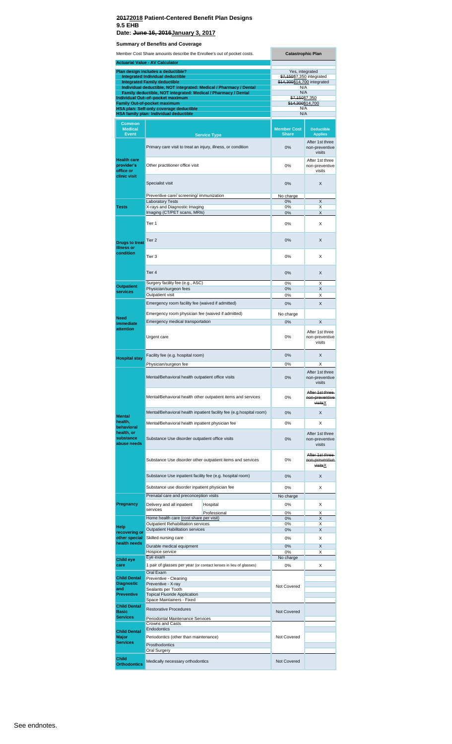# ~~2017~~2018 Patient-Centered Benefit Plan Designs
## 9.5 EHB
### Date: ~~June 16, 2016~~January 3, 2017

**Summary of Benefits and Coverage**

| Member Cost Share amounts describe the Enrollee's out of pocket costs. | Catastrophic Plan |
|---|---|
| **Actuarial Value - AV Calculator** | |
| **Plan design includes a deductible?** | Yes, integrated |
| **Integrated Individual deductible** | ~~$7,150~~$7,350 integrated |
| **Integrated Family deductible** | ~~$14,300~~$14,700 integrated |
| **Individual deductible, NOT integrated: Medical / Pharmacy / Dental** | N/A |
| **Family deductible, NOT integrated: Medical / Pharmacy / Dental** | N/A |
| **Individual Out-of-pocket maximum** | ~~$7,150~~$7,350 |
| **Family Out-of-pocket maximum** | ~~$14,300~~$14,700 |
| **HSA plan: Self-only coverage deductible** | N/A |
| **HSA family plan: Individual deductible** | N/A |

| Common Medical Event | Service Type | | Member Cost Share | Deductible Applies |
|---|---|---|---|---|
| Health care provider's office or clinic visit | Primary care visit to treat an injury, illness, or condition | | 0% | After 1st three non-preventive visits |
| | Other practitioner office visit | | 0% | After 1st three non-preventive visits |
| | Specialist visit | | 0% | X |
| | Preventive care/ screening/ immunization | | No charge | |
| Tests | Laboratory Tests | | 0% | X |
| | X-rays and Diagnostic Imaging | | 0% | X |
| | Imaging (CT/PET scans, MRIs) | | 0% | X |
| Drugs to treat illness or condition | Tier 1 | | 0% | X |
| | Tier 2 | | 0% | X |
| | Tier 3 | | 0% | X |
| | Tier 4 | | 0% | X |
| Outpatient services | Surgery facility fee (e.g., ASC) | | 0% | X |
| | Physician/surgeon fees | | 0% | X |
| | Outpatient visit | | 0% | X |
| Need immediate attention | Emergency room facility fee (waived if admitted) | | 0% | X |
| | Emergency room physician fee (waived if admitted) | | No charge | |
| | Emergency medical transportation | | 0% | X |
| | Urgent care | | 0% | After 1st three non-preventive visits |
| Hospital stay | Facility fee (e.g. hospital room) | | 0% | X |
| | Physician/surgeon fee | | 0% | X |
| Mental health, behavioral health, or substance abuse needs | Mental/Behavioral health outpatient office visits | | 0% | After 1st three non-preventive visits |
| | Mental/Behavioral health other outpatient items and services | | 0% | ~~After 1st three non-preventive visits~~X |
| | Mental/Behavioral health inpatient facility fee (e.g.hospital room) | | 0% | X |
| | Mental/Behavioral health inpatient physician fee | | 0% | X |
| | Substance Use disorder outpatient office visits | | 0% | After 1st three non-preventive visits |
| | Substance Use disorder other outpatient items and services | | 0% | ~~After 1st three non-preventive visits~~X |
| | Substance Use inpatient facility fee (e.g. hospital room) | | 0% | X |
| | Substance use disorder inpatient physician fee | | 0% | X |
| Pregnancy | Prenatal care and preconception visits | | No charge | |
| | Delivery and all inpatient services | Hospital | 0% | X |
| | | Professional | 0% | X |
| Help recovering or other special health needs | Home health care (cost share per visit) | | 0% | X |
| | Outpatient Rehabilitation services | | 0% | X |
| | Outpatient Habilitation services | | 0% | X |
| | Skilled nursing care | | 0% | X |
| | Durable medical equipment | | 0% | X |
| | Hospice service | | 0% | X |
| Child eye care | Eye exam | | No charge | |
| | 1 pair of glasses per year (or contact lenses in lieu of glasses) | | 0% | X |
| Child Dental Diagnostic and Preventive | Oral Exam | | Not Covered | |
| | Preventive - Cleaning | | | |
| | Preventive - X-ray | | | |
| | Sealants per Tooth | | | |
| | Topical Fluoride Application | | | |
| | Space Maintainers - Fixed | | | |
| Child Dental Basic Services | Restorative Procedures | | Not Covered | |
| | Periodontal Maintenance Services | | | |
| Child Dental Major Services | Crowns and Casts | | Not Covered | |
| | Endodontics | | | |
| | Periodontics (other than maintenance) | | | |
| | Prosthodontics | | | |
| | Oral Surgery | | | |
| Child Orthodontics | Medically necessary orthodontics | | Not Covered | |

See endnotes.